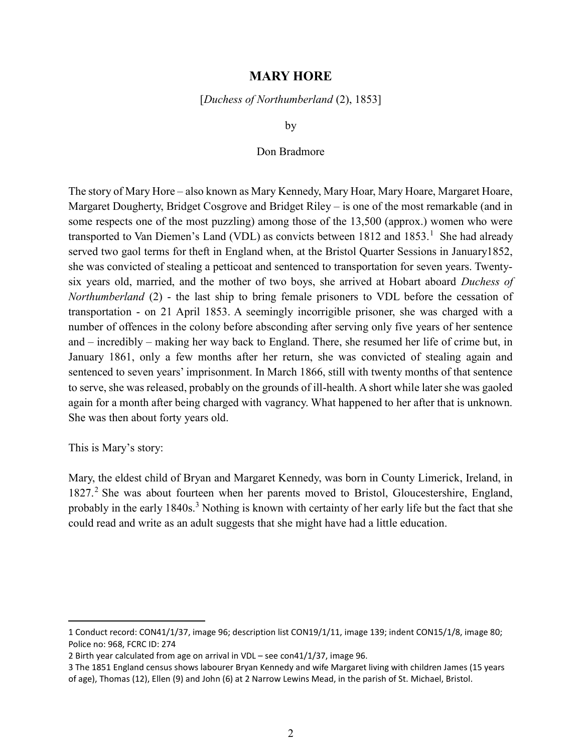# MARY HORE

[*Duchess of Northumberland* (2), 1853]

by

Don Bradmore

The story of Mary Hore – also known as Mary Kennedy, Mary Hoar, Mary Hoare, Margaret Hoare, Margaret Dougherty, Bridget Cosgrove and Bridget Riley – is one of the most remarkable (and in some respects one of the most puzzling) among those of the 13,500 (approx.) women who were transported to Van Diemen's Land (VDL) as convicts between 1812 and 1853.[1] She had already served two gaol terms for theft in England when, at the Bristol Quarter Sessions in January1852, she was convicted of stealing a petticoat and sentenced to transportation for seven years. Twenty-six years old, married, and the mother of two boys, she arrived at Hobart aboard *Duchess of Northumberland* (2) - the last ship to bring female prisoners to VDL before the cessation of transportation - on 21 April 1853. A seemingly incorrigible prisoner, she was charged with a number of offences in the colony before absconding after serving only five years of her sentence and – incredibly – making her way back to England. There, she resumed her life of crime but, in January 1861, only a few months after her return, she was convicted of stealing again and sentenced to seven years' imprisonment. In March 1866, still with twenty months of that sentence to serve, she was released, probably on the grounds of ill-health. A short while later she was gaoled again for a month after being charged with vagrancy. What happened to her after that is unknown. She was then about forty years old.

This is Mary's story:

Mary, the eldest child of Bryan and Margaret Kennedy, was born in County Limerick, Ireland, in 1827.[2] She was about fourteen when her parents moved to Bristol, Gloucestershire, England, probably in the early 1840s.[3] Nothing is known with certainty of her early life but the fact that she could read and write as an adult suggests that she might have had a little education.

---

1 Conduct record: CON41/1/37, image 96; description list CON19/1/11, image 139; indent CON15/1/8, image 80; Police no: 968, FCRC ID: 274

2 Birth year calculated from age on arrival in VDL – see con41/1/37, image 96.

3 The 1851 England census shows labourer Bryan Kennedy and wife Margaret living with children James (15 years of age), Thomas (12), Ellen (9) and John (6) at 2 Narrow Lewins Mead, in the parish of St. Michael, Bristol.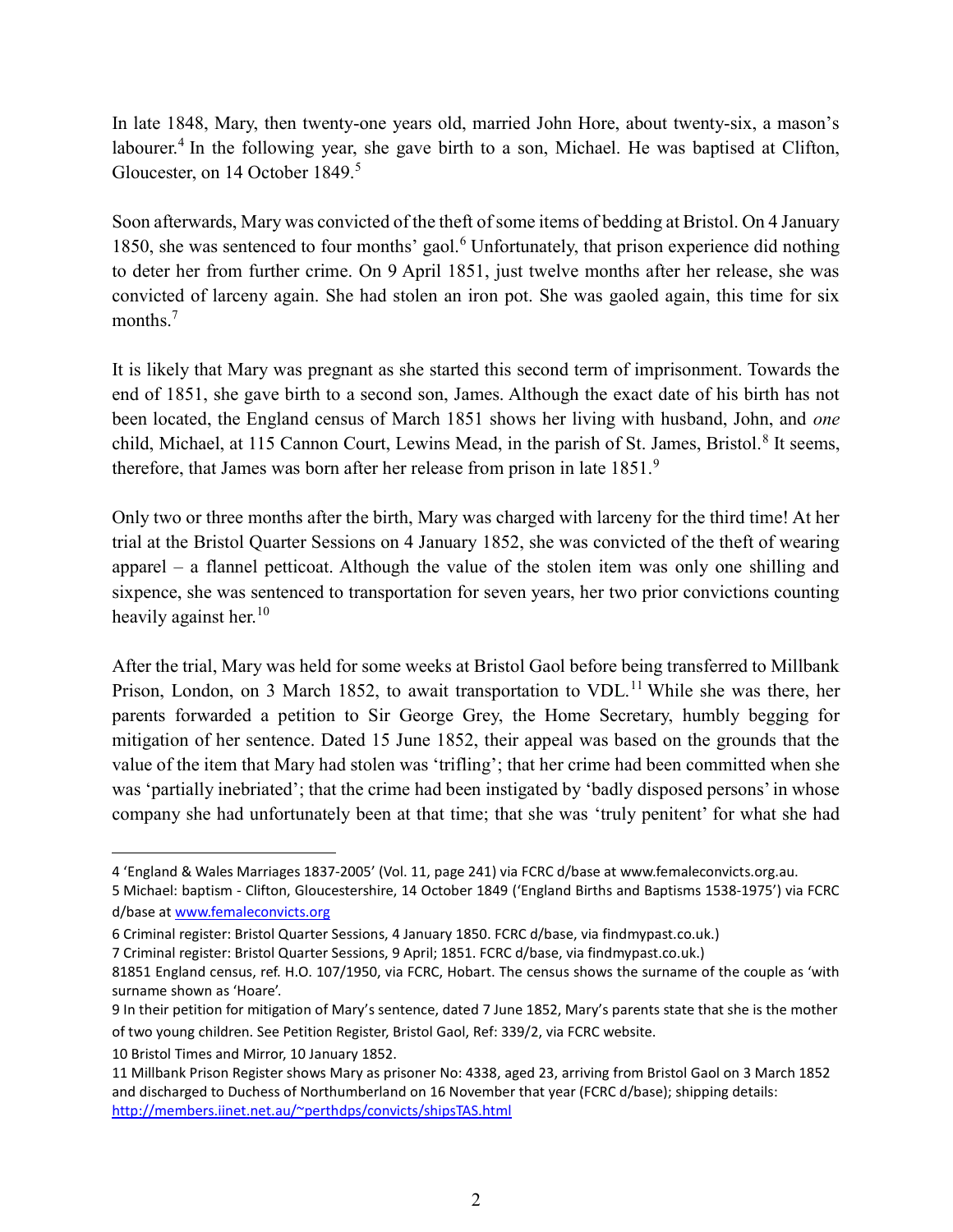In late 1848, Mary, then twenty-one years old, married John Hore, about twenty-six, a mason's labourer.[4] In the following year, she gave birth to a son, Michael. He was baptised at Clifton, Gloucester, on 14 October 1849.[5]

Soon afterwards, Mary was convicted of the theft of some items of bedding at Bristol. On 4 January 1850, she was sentenced to four months' gaol.[6] Unfortunately, that prison experience did nothing to deter her from further crime. On 9 April 1851, just twelve months after her release, she was convicted of larceny again. She had stolen an iron pot. She was gaoled again, this time for six months.[7]

It is likely that Mary was pregnant as she started this second term of imprisonment. Towards the end of 1851, she gave birth to a second son, James. Although the exact date of his birth has not been located, the England census of March 1851 shows her living with husband, John, and *one* child, Michael, at 115 Cannon Court, Lewins Mead, in the parish of St. James, Bristol.[8] It seems, therefore, that James was born after her release from prison in late 1851.[9]

Only two or three months after the birth, Mary was charged with larceny for the third time! At her trial at the Bristol Quarter Sessions on 4 January 1852, she was convicted of the theft of wearing apparel – a flannel petticoat. Although the value of the stolen item was only one shilling and sixpence, she was sentenced to transportation for seven years, her two prior convictions counting heavily against her.[10]

After the trial, Mary was held for some weeks at Bristol Gaol before being transferred to Millbank Prison, London, on 3 March 1852, to await transportation to VDL.[11] While she was there, her parents forwarded a petition to Sir George Grey, the Home Secretary, humbly begging for mitigation of her sentence. Dated 15 June 1852, their appeal was based on the grounds that the value of the item that Mary had stolen was 'trifling'; that her crime had been committed when she was 'partially inebriated'; that the crime had been instigated by 'badly disposed persons' in whose company she had unfortunately been at that time; that she was 'truly penitent' for what she had

---

4 'England & Wales Marriages 1837-2005' (Vol. 11, page 241) via FCRC d/base at www.femaleconvicts.org.au.

5 Michael: baptism - Clifton, Gloucestershire, 14 October 1849 ('England Births and Baptisms 1538-1975') via FCRC d/base at www.femaleconvicts.org

6 Criminal register: Bristol Quarter Sessions, 4 January 1850. FCRC d/base, via findmypast.co.uk.)

7 Criminal register: Bristol Quarter Sessions, 9 April; 1851. FCRC d/base, via findmypast.co.uk.)

81851 England census, ref. H.O. 107/1950, via FCRC, Hobart. The census shows the surname of the couple as 'with surname shown as 'Hoare'.

9 In their petition for mitigation of Mary's sentence, dated 7 June 1852, Mary's parents state that she is the mother of two young children. See Petition Register, Bristol Gaol, Ref: 339/2, via FCRC website.

10 Bristol Times and Mirror, 10 January 1852.

11 Millbank Prison Register shows Mary as prisoner No: 4338, aged 23, arriving from Bristol Gaol on 3 March 1852 and discharged to Duchess of Northumberland on 16 November that year (FCRC d/base); shipping details: http://members.iinet.net.au/~perthdps/convicts/shipsTAS.html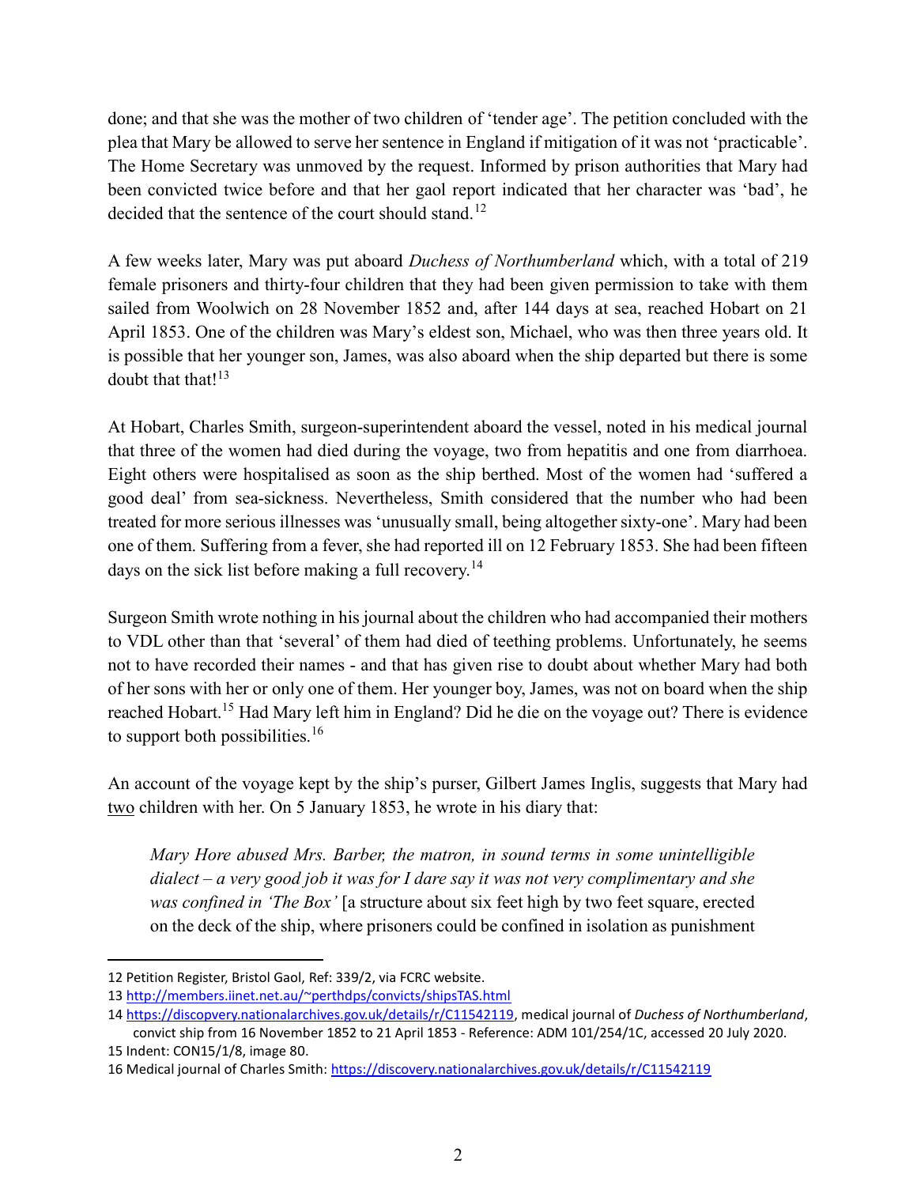done; and that she was the mother of two children of 'tender age'. The petition concluded with the plea that Mary be allowed to serve her sentence in England if mitigation of it was not 'practicable'. The Home Secretary was unmoved by the request. Informed by prison authorities that Mary had been convicted twice before and that her gaol report indicated that her character was 'bad', he decided that the sentence of the court should stand.[12]

A few weeks later, Mary was put aboard *Duchess of Northumberland* which, with a total of 219 female prisoners and thirty-four children that they had been given permission to take with them sailed from Woolwich on 28 November 1852 and, after 144 days at sea, reached Hobart on 21 April 1853. One of the children was Mary's eldest son, Michael, who was then three years old. It is possible that her younger son, James, was also aboard when the ship departed but there is some doubt that that![13]

At Hobart, Charles Smith, surgeon-superintendent aboard the vessel, noted in his medical journal that three of the women had died during the voyage, two from hepatitis and one from diarrhoea. Eight others were hospitalised as soon as the ship berthed. Most of the women had 'suffered a good deal' from sea-sickness. Nevertheless, Smith considered that the number who had been treated for more serious illnesses was 'unusually small, being altogether sixty-one'. Mary had been one of them. Suffering from a fever, she had reported ill on 12 February 1853. She had been fifteen days on the sick list before making a full recovery.[14]

Surgeon Smith wrote nothing in his journal about the children who had accompanied their mothers to VDL other than that 'several' of them had died of teething problems. Unfortunately, he seems not to have recorded their names - and that has given rise to doubt about whether Mary had both of her sons with her or only one of them. Her younger boy, James, was not on board when the ship reached Hobart.[15] Had Mary left him in England? Did he die on the voyage out? There is evidence to support both possibilities.[16]

An account of the voyage kept by the ship's purser, Gilbert James Inglis, suggests that Mary had <u>two</u> children with her. On 5 January 1853, he wrote in his diary that:

> *Mary Hore abused Mrs. Barber, the matron, in sound terms in some unintelligible dialect – a very good job it was for I dare say it was not very complimentary and she was confined in 'The Box'* [a structure about six feet high by two feet square, erected on the deck of the ship, where prisoners could be confined in isolation as punishment

---

12 Petition Register, Bristol Gaol, Ref: 339/2, via FCRC website.

13 http://members.iinet.net.au/~perthdps/convicts/shipsTAS.html

14 https://discopvery.nationalarchives.gov.uk/details/r/C11542119, medical journal of *Duchess of Northumberland*, convict ship from 16 November 1852 to 21 April 1853 - Reference: ADM 101/254/1C, accessed 20 July 2020.

15 Indent: CON15/1/8, image 80.

16 Medical journal of Charles Smith: https://discovery.nationalarchives.gov.uk/details/r/C11542119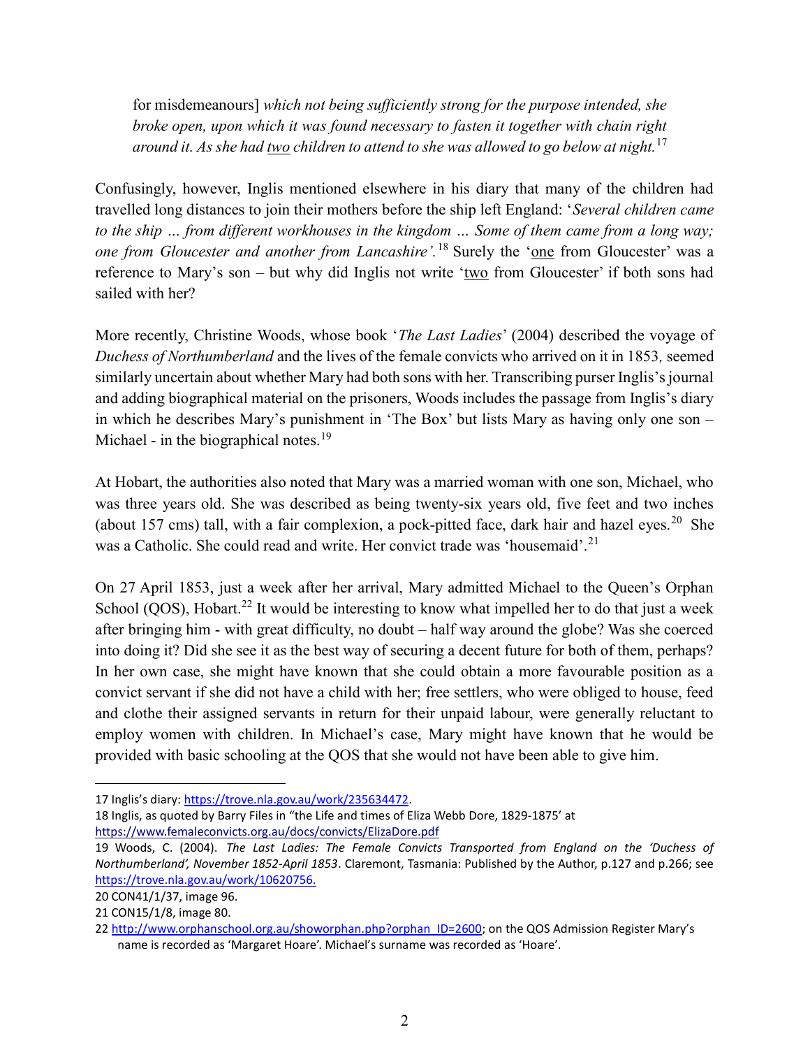for misdemeanours] *which not being sufficiently strong for the purpose intended, she broke open, upon which it was found necessary to fasten it together with chain right around it. As she had* <u>*two*</u> *children to attend to she was allowed to go below at night.*[17]

Confusingly, however, Inglis mentioned elsewhere in his diary that many of the children had travelled long distances to join their mothers before the ship left England: '*Several children came to the ship … from different workhouses in the kingdom … Some of them came from a long way; one from Gloucester and another from Lancashire'.*[18] Surely the '<u>one</u> from Gloucester' was a reference to Mary's son – but why did Inglis not write '<u>two</u> from Gloucester' if both sons had sailed with her?

More recently, Christine Woods, whose book '*The Last Ladies*' (2004) described the voyage of *Duchess of Northumberland* and the lives of the female convicts who arrived on it in 1853*,* seemed similarly uncertain about whether Mary had both sons with her. Transcribing purser Inglis's journal and adding biographical material on the prisoners, Woods includes the passage from Inglis's diary in which he describes Mary's punishment in 'The Box' but lists Mary as having only one son – Michael - in the biographical notes.[19]

At Hobart, the authorities also noted that Mary was a married woman with one son, Michael, who was three years old. She was described as being twenty-six years old, five feet and two inches (about 157 cms) tall, with a fair complexion, a pock-pitted face, dark hair and hazel eyes.[20] She was a Catholic. She could read and write. Her convict trade was 'housemaid'.[21]

On 27 April 1853, just a week after her arrival, Mary admitted Michael to the Queen's Orphan School (QOS), Hobart.[22] It would be interesting to know what impelled her to do that just a week after bringing him - with great difficulty, no doubt – half way around the globe? Was she coerced into doing it? Did she see it as the best way of securing a decent future for both of them, perhaps? In her own case, she might have known that she could obtain a more favourable position as a convict servant if she did not have a child with her; free settlers, who were obliged to house, feed and clothe their assigned servants in return for their unpaid labour, were generally reluctant to employ women with children. In Michael's case, Mary might have known that he would be provided with basic schooling at the QOS that she would not have been able to give him.

---

17 Inglis's diary: https://trove.nla.gov.au/work/235634472.

18 Inglis, as quoted by Barry Files in "the Life and times of Eliza Webb Dore, 1829-1875' at https://www.femaleconvicts.org.au/docs/convicts/ElizaDore.pdf

19 Woods, C. (2004). *The Last Ladies: The Female Convicts Transported from England on the 'Duchess of Northumberland', November 1852-April 1853*. Claremont, Tasmania: Published by the Author, p.127 and p.266; see https://trove.nla.gov.au/work/10620756.

20 CON41/1/37, image 96.

21 CON15/1/8, image 80.

22 http://www.orphanschool.org.au/showorphan.php?orphan_ID=2600; on the QOS Admission Register Mary's name is recorded as 'Margaret Hoare'. Michael's surname was recorded as 'Hoare'.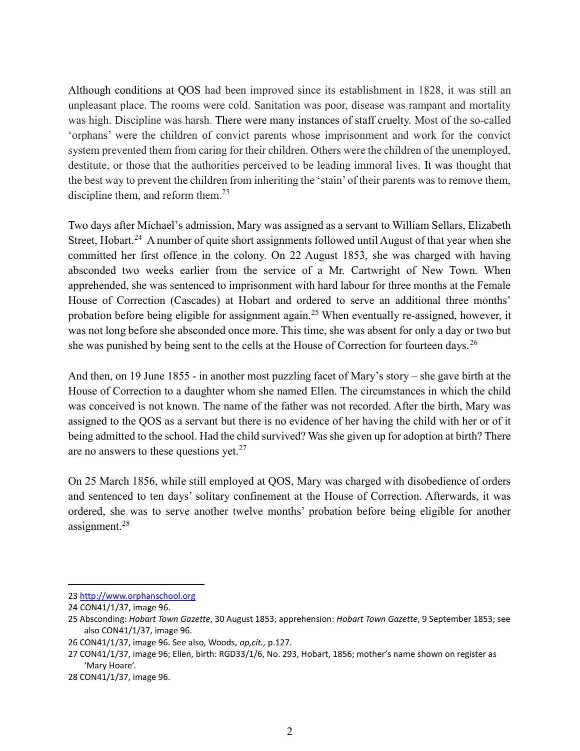Although conditions at QOS had been improved since its establishment in 1828, it was still an unpleasant place. The rooms were cold. Sanitation was poor, disease was rampant and mortality was high. Discipline was harsh. There were many instances of staff cruelty. Most of the so-called 'orphans' were the children of convict parents whose imprisonment and work for the convict system prevented them from caring for their children. Others were the children of the unemployed, destitute, or those that the authorities perceived to be leading immoral lives. It was thought that the best way to prevent the children from inheriting the 'stain' of their parents was to remove them, discipline them, and reform them.[23]

Two days after Michael's admission, Mary was assigned as a servant to William Sellars, Elizabeth Street, Hobart.[24] A number of quite short assignments followed until August of that year when she committed her first offence in the colony. On 22 August 1853, she was charged with having absconded two weeks earlier from the service of a Mr. Cartwright of New Town. When apprehended, she was sentenced to imprisonment with hard labour for three months at the Female House of Correction (Cascades) at Hobart and ordered to serve an additional three months' probation before being eligible for assignment again.[25] When eventually re-assigned, however, it was not long before she absconded once more. This time, she was absent for only a day or two but she was punished by being sent to the cells at the House of Correction for fourteen days.[26]

And then, on 19 June 1855 - in another most puzzling facet of Mary's story – she gave birth at the House of Correction to a daughter whom she named Ellen. The circumstances in which the child was conceived is not known. The name of the father was not recorded. After the birth, Mary was assigned to the QOS as a servant but there is no evidence of her having the child with her or of it being admitted to the school. Had the child survived? Was she given up for adoption at birth? There are no answers to these questions yet.[27]

On 25 March 1856, while still employed at QOS, Mary was charged with disobedience of orders and sentenced to ten days' solitary confinement at the House of Correction. Afterwards, it was ordered, she was to serve another twelve months' probation before being eligible for another assignment.[28]

---

23 http://www.orphanschool.org

24 CON41/1/37, image 96.

25 Absconding: *Hobart Town Gazette*, 30 August 1853; apprehension: *Hobart Town Gazette*, 9 September 1853; see also CON41/1/37, image 96.

26 CON41/1/37, image 96. See also, Woods, *op,cit.,* p.127.

27 CON41/1/37, image 96; Ellen, birth: RGD33/1/6, No. 293, Hobart, 1856; mother's name shown on register as 'Mary Hoare'.

28 CON41/1/37, image 96.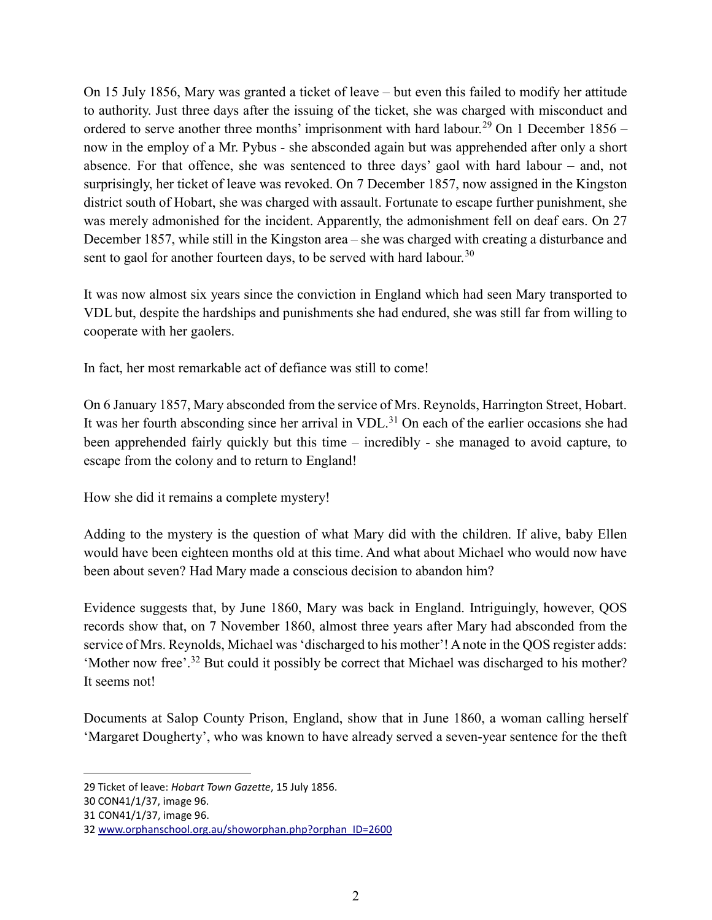On 15 July 1856, Mary was granted a ticket of leave – but even this failed to modify her attitude to authority. Just three days after the issuing of the ticket, she was charged with misconduct and ordered to serve another three months' imprisonment with hard labour.[29] On 1 December 1856 – now in the employ of a Mr. Pybus - she absconded again but was apprehended after only a short absence. For that offence, she was sentenced to three days' gaol with hard labour – and, not surprisingly, her ticket of leave was revoked. On 7 December 1857, now assigned in the Kingston district south of Hobart, she was charged with assault. Fortunate to escape further punishment, she was merely admonished for the incident. Apparently, the admonishment fell on deaf ears. On 27 December 1857, while still in the Kingston area – she was charged with creating a disturbance and sent to gaol for another fourteen days, to be served with hard labour.[30]

It was now almost six years since the conviction in England which had seen Mary transported to VDL but, despite the hardships and punishments she had endured, she was still far from willing to cooperate with her gaolers.

In fact, her most remarkable act of defiance was still to come!

On 6 January 1857, Mary absconded from the service of Mrs. Reynolds, Harrington Street, Hobart. It was her fourth absconding since her arrival in VDL.[31] On each of the earlier occasions she had been apprehended fairly quickly but this time – incredibly - she managed to avoid capture, to escape from the colony and to return to England!

How she did it remains a complete mystery!

Adding to the mystery is the question of what Mary did with the children. If alive, baby Ellen would have been eighteen months old at this time. And what about Michael who would now have been about seven? Had Mary made a conscious decision to abandon him?

Evidence suggests that, by June 1860, Mary was back in England. Intriguingly, however, QOS records show that, on 7 November 1860, almost three years after Mary had absconded from the service of Mrs. Reynolds, Michael was 'discharged to his mother'! A note in the QOS register adds: 'Mother now free'.[32] But could it possibly be correct that Michael was discharged to his mother? It seems not!

Documents at Salop County Prison, England, show that in June 1860, a woman calling herself 'Margaret Dougherty', who was known to have already served a seven-year sentence for the theft

---

29 Ticket of leave: *Hobart Town Gazette*, 15 July 1856.

30 CON41/1/37, image 96.

31 CON41/1/37, image 96.

32 www.orphanschool.org.au/showorphan.php?orphan_ID=2600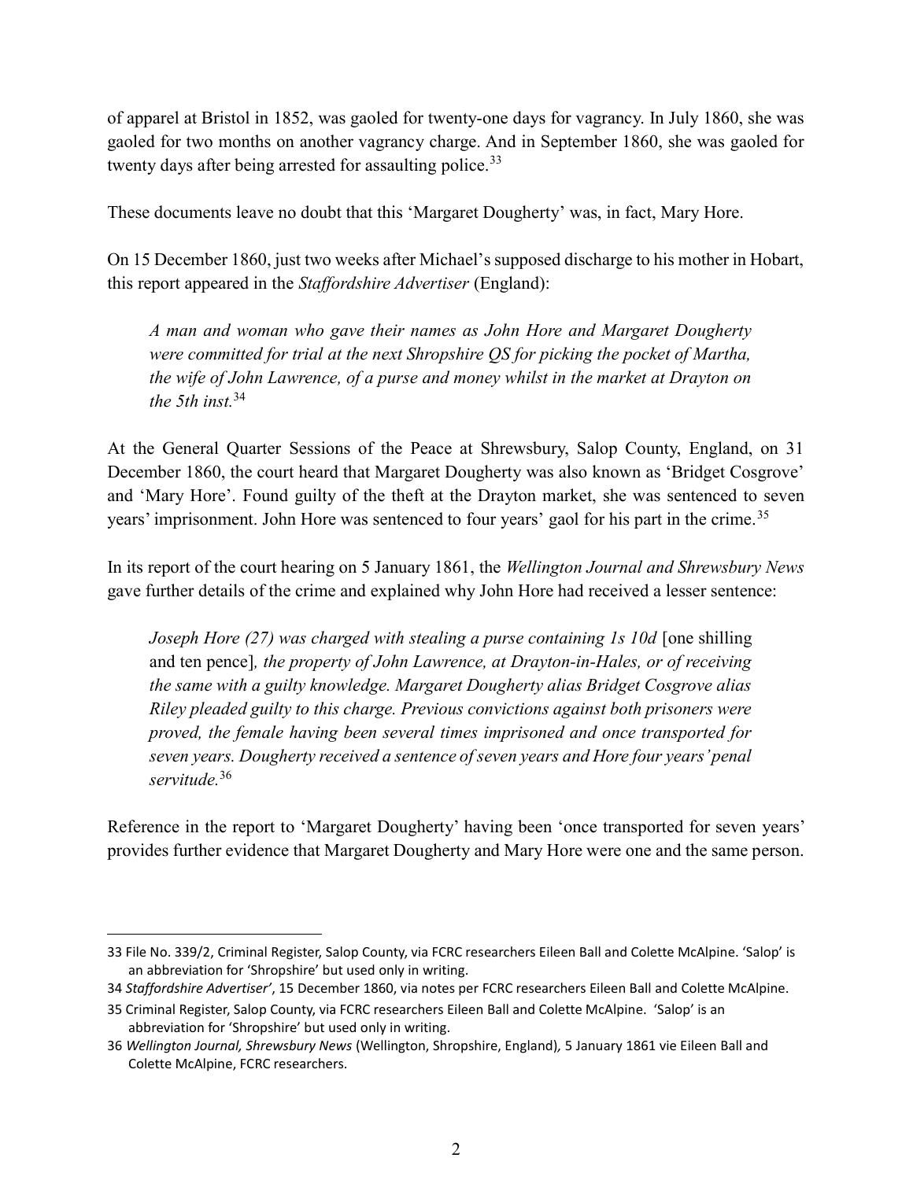of apparel at Bristol in 1852, was gaoled for twenty-one days for vagrancy. In July 1860, she was gaoled for two months on another vagrancy charge. And in September 1860, she was gaoled for twenty days after being arrested for assaulting police.[33]

These documents leave no doubt that this 'Margaret Dougherty' was, in fact, Mary Hore.

On 15 December 1860, just two weeks after Michael's supposed discharge to his mother in Hobart, this report appeared in the *Staffordshire Advertiser* (England):

> *A man and woman who gave their names as John Hore and Margaret Dougherty were committed for trial at the next Shropshire QS for picking the pocket of Martha, the wife of John Lawrence, of a purse and money whilst in the market at Drayton on the 5th inst.*[34]

At the General Quarter Sessions of the Peace at Shrewsbury, Salop County, England, on 31 December 1860, the court heard that Margaret Dougherty was also known as 'Bridget Cosgrove' and 'Mary Hore'. Found guilty of the theft at the Drayton market, she was sentenced to seven years' imprisonment. John Hore was sentenced to four years' gaol for his part in the crime.[35]

In its report of the court hearing on 5 January 1861, the *Wellington Journal and Shrewsbury News* gave further details of the crime and explained why John Hore had received a lesser sentence:

> *Joseph Hore (27) was charged with stealing a purse containing 1s 10d* [one shilling and ten pence]*, the property of John Lawrence, at Drayton-in-Hales, or of receiving the same with a guilty knowledge. Margaret Dougherty alias Bridget Cosgrove alias Riley pleaded guilty to this charge. Previous convictions against both prisoners were proved, the female having been several times imprisoned and once transported for seven years. Dougherty received a sentence of seven years and Hore four years' penal servitude.*[36]

Reference in the report to 'Margaret Dougherty' having been 'once transported for seven years' provides further evidence that Margaret Dougherty and Mary Hore were one and the same person.

---

33 File No. 339/2, Criminal Register, Salop County, via FCRC researchers Eileen Ball and Colette McAlpine. 'Salop' is an abbreviation for 'Shropshire' but used only in writing.

34 *Staffordshire Advertiser'*, 15 December 1860, via notes per FCRC researchers Eileen Ball and Colette McAlpine.

35 Criminal Register, Salop County, via FCRC researchers Eileen Ball and Colette McAlpine. 'Salop' is an abbreviation for 'Shropshire' but used only in writing.

36 *Wellington Journal, Shrewsbury News* (Wellington, Shropshire, England), 5 January 1861 vie Eileen Ball and Colette McAlpine, FCRC researchers.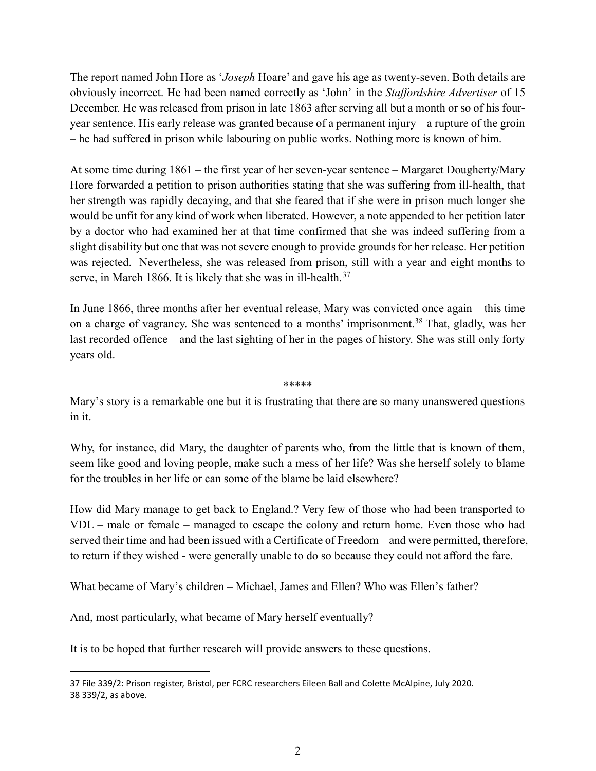The report named John Hore as '*Joseph* Hoare' and gave his age as twenty-seven. Both details are obviously incorrect. He had been named correctly as 'John' in the *Staffordshire Advertiser* of 15 December. He was released from prison in late 1863 after serving all but a month or so of his four-year sentence. His early release was granted because of a permanent injury – a rupture of the groin – he had suffered in prison while labouring on public works. Nothing more is known of him.

At some time during 1861 – the first year of her seven-year sentence – Margaret Dougherty/Mary Hore forwarded a petition to prison authorities stating that she was suffering from ill-health, that her strength was rapidly decaying, and that she feared that if she were in prison much longer she would be unfit for any kind of work when liberated. However, a note appended to her petition later by a doctor who had examined her at that time confirmed that she was indeed suffering from a slight disability but one that was not severe enough to provide grounds for her release. Her petition was rejected. Nevertheless, she was released from prison, still with a year and eight months to serve, in March 1866. It is likely that she was in ill-health.[37]

In June 1866, three months after her eventual release, Mary was convicted once again – this time on a charge of vagrancy. She was sentenced to a months' imprisonment.[38] That, gladly, was her last recorded offence – and the last sighting of her in the pages of history. She was still only forty years old.

*****

Mary's story is a remarkable one but it is frustrating that there are so many unanswered questions in it.

Why, for instance, did Mary, the daughter of parents who, from the little that is known of them, seem like good and loving people, make such a mess of her life? Was she herself solely to blame for the troubles in her life or can some of the blame be laid elsewhere?

How did Mary manage to get back to England.? Very few of those who had been transported to VDL – male or female – managed to escape the colony and return home. Even those who had served their time and had been issued with a Certificate of Freedom – and were permitted, therefore, to return if they wished - were generally unable to do so because they could not afford the fare.

What became of Mary's children – Michael, James and Ellen? Who was Ellen's father?

And, most particularly, what became of Mary herself eventually?

It is to be hoped that further research will provide answers to these questions.

---

37 File 339/2: Prison register, Bristol, per FCRC researchers Eileen Ball and Colette McAlpine, July 2020.
38 339/2, as above.